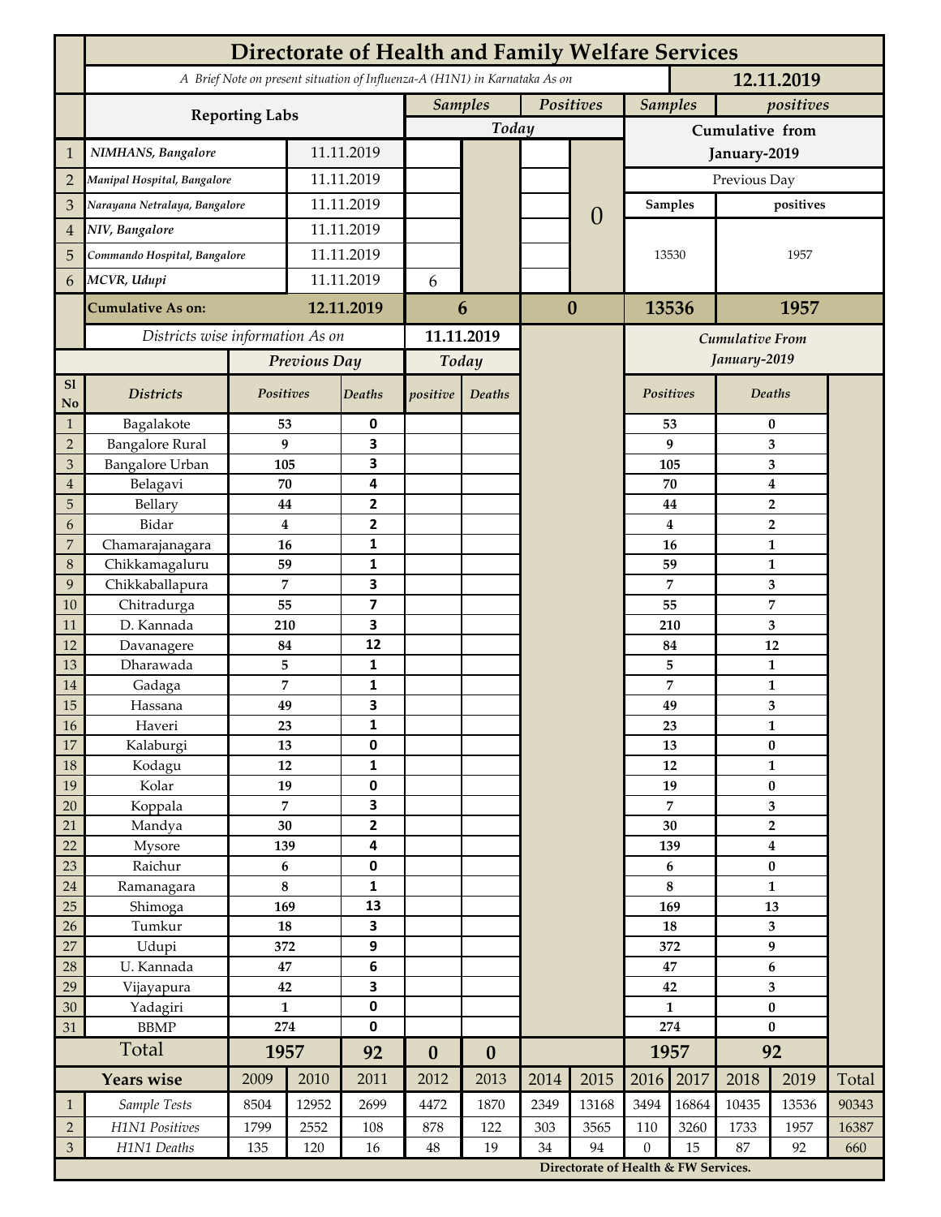# Directorate of Health and Family Welfare Services

*A Brief Note on present situation of Influenza-A (H1N1) in Karnataka As on* **12.11.2019**

| | Reporting Labs | | Samples Today | | Positives Today | | Samples (Cumulative from January-2019) | positives (Cumulative from January-2019) |
|---|---|---|---|---|---|---|---|---|
| 1 | *NIMHANS, Bangalore* | 11.11.2019 | | | | | | |
| 2 | *Manipal Hospital, Bangalore* | 11.11.2019 | | | | | Previous Day | |
| 3 | *Narayana Netralaya, Bangalore* | 11.11.2019 | | | | 0 | Samples | positives |
| 4 | *NIV, Bangalore* | 11.11.2019 | | | | | | |
| 5 | *Commando Hospital, Bangalore* | 11.11.2019 | | | | | 13530 | 1957 |
| 6 | *MCVR, Udupi* | 11.11.2019 | 6 | | | | | |
| | **Cumulative As on:** | **12.11.2019** | **6** | | **0** | | **13536** | **1957** |

*Districts wise information As on* **11.11.2019**

| Sl No | Districts | Previous Day Positives | Previous Day Deaths | Today positive | Today Deaths | Cumulative From January-2019 Positives | Cumulative From January-2019 Deaths |
|---|---|---|---|---|---|---|---|
| 1 | Bagalakote | 53 | 0 | | | 53 | 0 |
| 2 | Bangalore Rural | 9 | 3 | | | 9 | 3 |
| 3 | Bangalore Urban | 105 | 3 | | | 105 | 3 |
| 4 | Belagavi | 70 | 4 | | | 70 | 4 |
| 5 | Bellary | 44 | 2 | | | 44 | 2 |
| 6 | Bidar | 4 | 2 | | | 4 | 2 |
| 7 | Chamarajanagara | 16 | 1 | | | 16 | 1 |
| 8 | Chikkamagaluru | 59 | 1 | | | 59 | 1 |
| 9 | Chikkaballapura | 7 | 3 | | | 7 | 3 |
| 10 | Chitradurga | 55 | 7 | | | 55 | 7 |
| 11 | D. Kannada | 210 | 3 | | | 210 | 3 |
| 12 | Davanagere | 84 | 12 | | | 84 | 12 |
| 13 | Dharawada | 5 | 1 | | | 5 | 1 |
| 14 | Gadaga | 7 | 1 | | | 7 | 1 |
| 15 | Hassana | 49 | 3 | | | 49 | 3 |
| 16 | Haveri | 23 | 1 | | | 23 | 1 |
| 17 | Kalaburgi | 13 | 0 | | | 13 | 0 |
| 18 | Kodagu | 12 | 1 | | | 12 | 1 |
| 19 | Kolar | 19 | 0 | | | 19 | 0 |
| 20 | Koppala | 7 | 3 | | | 7 | 3 |
| 21 | Mandya | 30 | 2 | | | 30 | 2 |
| 22 | Mysore | 139 | 4 | | | 139 | 4 |
| 23 | Raichur | 6 | 0 | | | 6 | 0 |
| 24 | Ramanagara | 8 | 1 | | | 8 | 1 |
| 25 | Shimoga | 169 | 13 | | | 169 | 13 |
| 26 | Tumkur | 18 | 3 | | | 18 | 3 |
| 27 | Udupi | 372 | 9 | | | 372 | 9 |
| 28 | U. Kannada | 47 | 6 | | | 47 | 6 |
| 29 | Vijayapura | 42 | 3 | | | 42 | 3 |
| 30 | Yadagiri | 1 | 0 | | | 1 | 0 |
| 31 | BBMP | 274 | 0 | | | 274 | 0 |
| | **Total** | **1957** | **92** | **0** | **0** | **1957** | **92** |

| | Years wise | 2009 | 2010 | 2011 | 2012 | 2013 | 2014 | 2015 | 2016 | 2017 | 2018 | 2019 | Total |
|---|---|---|---|---|---|---|---|---|---|---|---|---|---|
| 1 | *Sample Tests* | 8504 | 12952 | 2699 | 4472 | 1870 | 2349 | 13168 | 3494 | 16864 | 10435 | 13536 | 90343 |
| 2 | *H1N1 Positives* | 1799 | 2552 | 108 | 878 | 122 | 303 | 3565 | 110 | 3260 | 1733 | 1957 | 16387 |
| 3 | *H1N1 Deaths* | 135 | 120 | 16 | 48 | 19 | 34 | 94 | 0 | 15 | 87 | 92 | 660 |

**Directorate of Health & FW Services.**